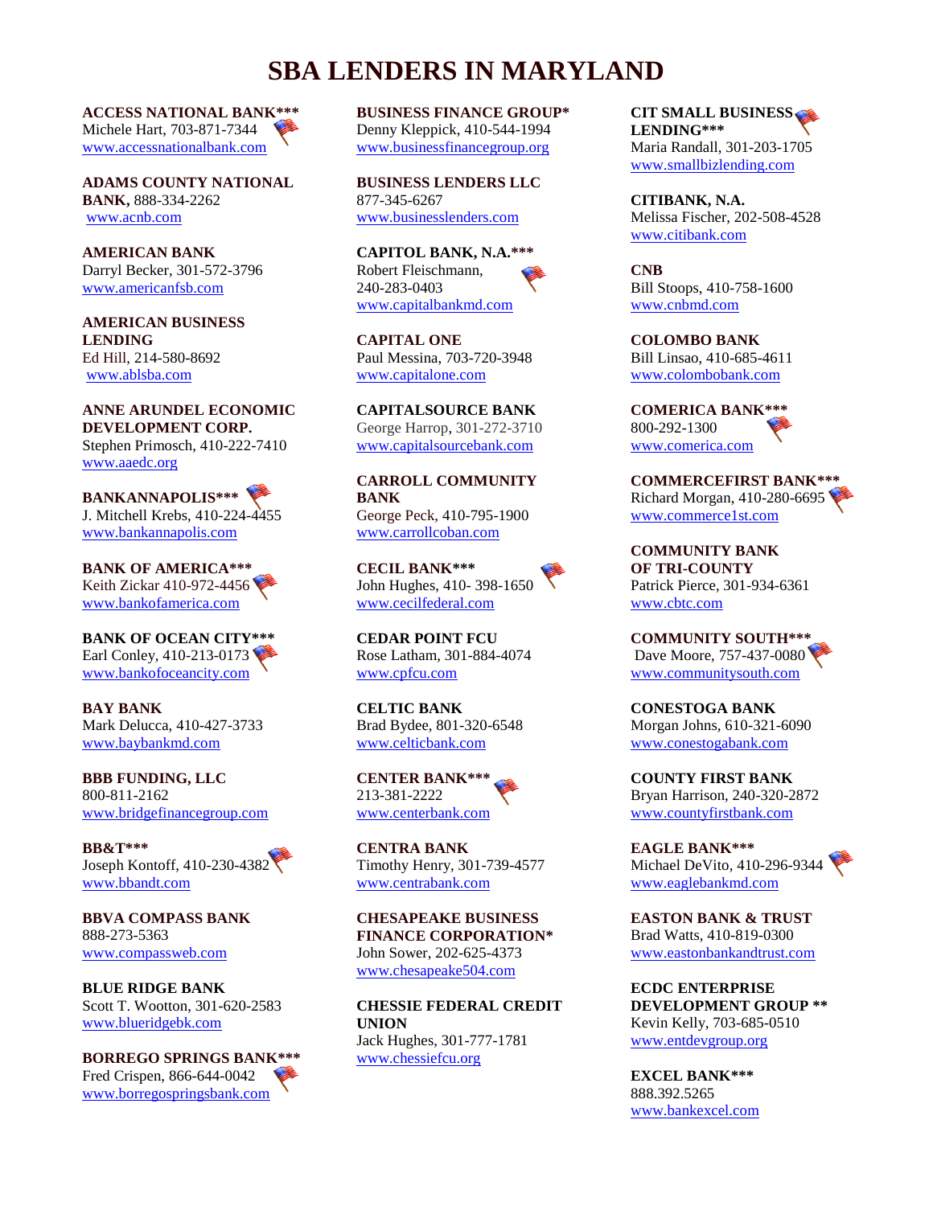# SBA LENDERS IN MARYLAND

**ACCESS NATIONAL BANK*****
Michele Hart, 703-871-7344
www.accessnationalbank.com

**ADAMS COUNTY NATIONAL BANK,** 888-334-2262
www.acnb.com

**AMERICAN BANK**
Darryl Becker, 301-572-3796
www.americanfsb.com

**AMERICAN BUSINESS LENDING**
Ed Hill, 214-580-8692
www.ablsba.com

**ANNE ARUNDEL ECONOMIC DEVELOPMENT CORP.**
Stephen Primosch, 410-222-7410
www.aaedc.org

**BANKANNAPOLIS*****
J. Mitchell Krebs, 410-224-4455
www.bankannapolis.com

**BANK OF AMERICA*****
Keith Zickar 410-972-4456
www.bankofamerica.com

**BANK OF OCEAN CITY*****
Earl Conley, 410-213-0173
www.bankofoceancity.com

**BAY BANK**
Mark Delucca, 410-427-3733
www.baybankmd.com

**BBB FUNDING, LLC**
800-811-2162
www.bridgefinancegroup.com

**BB&T*****
Joseph Kontoff, 410-230-4382
www.bbandt.com

**BBVA COMPASS BANK**
888-273-5363
www.compassweb.com

**BLUE RIDGE BANK**
Scott T. Wootton, 301-620-2583
www.blueridgebk.com

**BORREGO SPRINGS BANK*****
Fred Crispen, 866-644-0042
www.borregospringsbank.com

**BUSINESS FINANCE GROUP***
Denny Kleppick, 410-544-1994
www.businessfinancegroup.org

**BUSINESS LENDERS LLC**
877-345-6267
www.businesslenders.com

**CAPITOL BANK, N.A.*****
Robert Fleischmann, 240-283-0403
www.capitalbankmd.com

**CAPITAL ONE**
Paul Messina, 703-720-3948
www.capitalone.com

**CAPITALSOURCE BANK**
George Harrop, 301-272-3710
www.capitalsourcebank.com

**CARROLL COMMUNITY BANK**
George Peck, 410-795-1900
www.carrollcoban.com

**CECIL BANK*****
John Hughes, 410- 398-1650
www.cecilfederal.com

**CEDAR POINT FCU**
Rose Latham, 301-884-4074
www.cpfcu.com

**CELTIC BANK**
Brad Bydee, 801-320-6548
www.celticbank.com

**CENTER BANK*****
213-381-2222
www.centerbank.com

**CENTRA BANK**
Timothy Henry, 301-739-4577
www.centrabank.com

**CHESAPEAKE BUSINESS FINANCE CORPORATION***
John Sower, 202-625-4373
www.chesapeake504.com

**CHESSIE FEDERAL CREDIT UNION**
Jack Hughes, 301-777-1781
www.chessiefcu.org

**CIT SMALL BUSINESS LENDING*****
Maria Randall, 301-203-1705
www.smallbizlending.com

**CITIBANK, N.A.**
Melissa Fischer, 202-508-4528
www.citibank.com

**CNB**
Bill Stoops, 410-758-1600
www.cnbmd.com

**COLOMBO BANK**
Bill Linsao, 410-685-4611
www.colombobank.com

**COMERICA BANK*****
800-292-1300
www.comerica.com

**COMMERCEFIRST BANK*****
Richard Morgan, 410-280-6695
www.commerce1st.com

**COMMUNITY BANK OF TRI-COUNTY**
Patrick Pierce, 301-934-6361
www.cbtc.com

**COMMUNITY SOUTH*****
Dave Moore, 757-437-0080
www.communitysouth.com

**CONESTOGA BANK**
Morgan Johns, 610-321-6090
www.conestogabank.com

**COUNTY FIRST BANK**
Bryan Harrison, 240-320-2872
www.countyfirstbank.com

**EAGLE BANK*****
Michael DeVito, 410-296-9344
www.eaglebankmd.com

**EASTON BANK & TRUST**
Brad Watts, 410-819-0300
www.eastonbankandtrust.com

**ECDC ENTERPRISE DEVELOPMENT GROUP ****
Kevin Kelly, 703-685-0510
www.entdevgroup.org

**EXCEL BANK*****
888.392.5265
www.bankexcel.com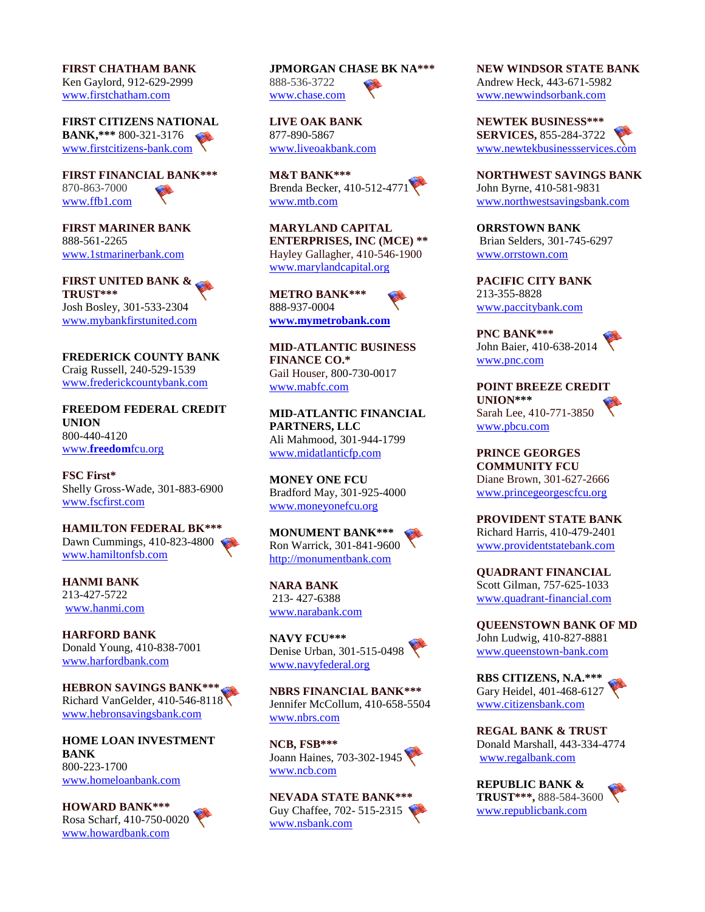**FIRST CHATHAM BANK**
Ken Gaylord, 912-629-2999
www.firstchatham.com

**FIRST CITIZENS NATIONAL BANK,*** 800-321-3176
www.firstcitizens-bank.com

**FIRST FINANCIAL BANK*****
870-863-7000
www.ffb1.com

**FIRST MARINER BANK**
888-561-2265
www.1stmarinerbank.com

**FIRST UNITED BANK & TRUST*****
Josh Bosley, 301-533-2304
www.mybankfirstunited.com

**FREDERICK COUNTY BANK**
Craig Russell, 240-529-1539
www.frederickcountybank.com

**FREEDOM FEDERAL CREDIT UNION**
800-440-4120
www.**freedom**fcu.org

**FSC First***
Shelly Gross-Wade, 301-883-6900
www.fscfirst.com

**HAMILTON FEDERAL BK*****
Dawn Cummings, 410-823-4800
www.hamiltonfsb.com

**HANMI BANK**
213-427-5722
www.hanmi.com

**HARFORD BANK**
Donald Young, 410-838-7001
www.harfordbank.com

**HEBRON SAVINGS BANK*****
Richard VanGelder, 410-546-8118
www.hebronsavingsbank.com

**HOME LOAN INVESTMENT BANK**
800-223-1700
www.homeloanbank.com

**HOWARD BANK*****
Rosa Scharf, 410-750-0020
www.howardbank.com

**JPMORGAN CHASE BK NA*****
888-536-3722
www.chase.com

**LIVE OAK BANK**
877-890-5867
www.liveoakbank.com

**M&T BANK*****
Brenda Becker, 410-512-4771
www.mtb.com

**MARYLAND CAPITAL ENTERPRISES, INC (MCE) ****
Hayley Gallagher, 410-546-1900
www.marylandcapital.org

**METRO BANK*****
888-937-0004
**www.mymetrobank.com**

**MID-ATLANTIC BUSINESS FINANCE CO.***
Gail Houser, 800-730-0017
www.mabfc.com

**MID-ATLANTIC FINANCIAL PARTNERS, LLC**
Ali Mahmood, 301-944-1799
www.midatlanticfp.com

**MONEY ONE FCU**
Bradford May, 301-925-4000
www.moneyonefcu.org

**MONUMENT BANK*****
Ron Warrick, 301-841-9600
http://monumentbank.com

**NARA BANK**
213- 427-6388
www.narabank.com

**NAVY FCU*****
Denise Urban, 301-515-0498
www.navyfederal.org

**NBRS FINANCIAL BANK*****
Jennifer McCollum, 410-658-5504
www.nbrs.com

**NCB, FSB*****
Joann Haines, 703-302-1945
www.ncb.com

**NEVADA STATE BANK*****
Guy Chaffee, 702- 515-2315
www.nsbank.com

**NEW WINDSOR STATE BANK**
Andrew Heck, 443-671-5982
www.newwindsorbank.com

**NEWTEK BUSINESS*** SERVICES,** 855-284-3722
www.newtekbusinessservices.com

**NORTHWEST SAVINGS BANK**
John Byrne, 410-581-9831
www.northwestsavingsbank.com

**ORRSTOWN BANK**
Brian Selders, 301-745-6297
www.orrstown.com

**PACIFIC CITY BANK**
213-355-8828
www.paccitybank.com

**PNC BANK*****
John Baier, 410-638-2014
www.pnc.com

**POINT BREEZE CREDIT UNION*****
Sarah Lee, 410-771-3850
www.pbcu.com

**PRINCE GEORGES COMMUNITY FCU**
Diane Brown, 301-627-2666
www.princegeorgescfcu.org

**PROVIDENT STATE BANK**
Richard Harris, 410-479-2401
www.providentstatebank.com

**QUADRANT FINANCIAL**
Scott Gilman, 757-625-1033
www.quadrant-financial.com

**QUEENSTOWN BANK OF MD**
John Ludwig, 410-827-8881
www.queenstown-bank.com

**RBS CITIZENS, N.A.*****
Gary Heidel, 401-468-6127
www.citizensbank.com

**REGAL BANK & TRUST**
Donald Marshall, 443-334-4774
www.regalbank.com

**REPUBLIC BANK & TRUST***,** 888-584-3600
www.republicbank.com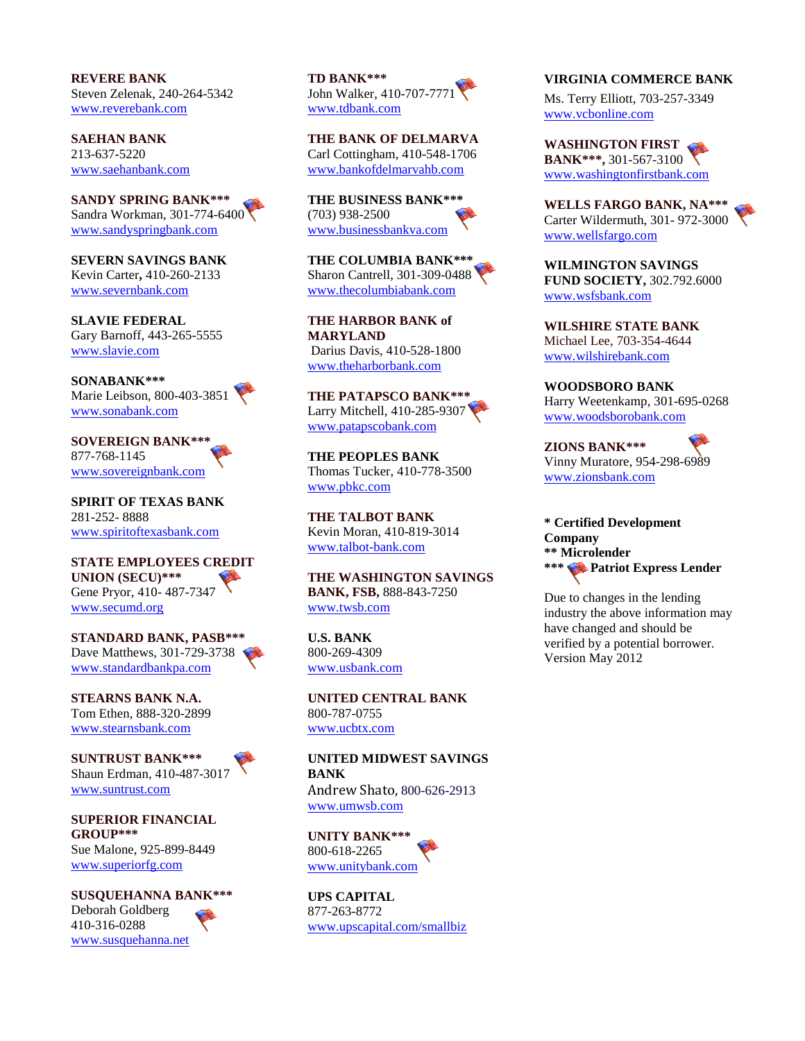**REVERE BANK**
Steven Zelenak, 240-264-5342
www.reverebank.com

**SAEHAN BANK**
213-637-5220
www.saehanbank.com

**SANDY SPRING BANK*****
Sandra Workman, 301-774-6400
www.sandyspringbank.com

**SEVERN SAVINGS BANK**
Kevin Carter, 410-260-2133
www.severnbank.com

**SLAVIE FEDERAL**
Gary Barnoff, 443-265-5555
www.slavie.com

**SONABANK*****
Marie Leibson, 800-403-3851
www.sonabank.com

**SOVEREIGN BANK*****
877-768-1145
www.sovereignbank.com

**SPIRIT OF TEXAS BANK**
281-252- 8888
www.spiritoftexasbank.com

**STATE EMPLOYEES CREDIT UNION (SECU)*****
Gene Pryor, 410- 487-7347
www.secumd.org

**STANDARD BANK, PASB*****
Dave Matthews, 301-729-3738
www.standardbankpa.com

**STEARNS BANK N.A.**
Tom Ethen, 888-320-2899
www.stearnsbank.com

**SUNTRUST BANK*****
Shaun Erdman, 410-487-3017
www.suntrust.com

**SUPERIOR FINANCIAL GROUP*****
Sue Malone, 925-899-8449
www.superiorfg.com

**SUSQUEHANNA BANK*****
Deborah Goldberg
410-316-0288
www.susquehanna.net

**TD BANK*****
John Walker, 410-707-7771
www.tdbank.com

**THE BANK OF DELMARVA**
Carl Cottingham, 410-548-1706
www.bankofdelmarvahb.com

**THE BUSINESS BANK*****
(703) 938-2500
www.businessbankva.com

**THE COLUMBIA BANK*****
Sharon Cantrell, 301-309-0488
www.thecolumbiabank.com

**THE HARBOR BANK of MARYLAND**
Darius Davis, 410-528-1800
www.theharborbank.com

**THE PATAPSCO BANK*****
Larry Mitchell, 410-285-9307
www.patapscobank.com

**THE PEOPLES BANK**
Thomas Tucker, 410-778-3500
www.pbkc.com

**THE TALBOT BANK**
Kevin Moran, 410-819-3014
www.talbot-bank.com

**THE WASHINGTON SAVINGS BANK, FSB,** 888-843-7250
www.twsb.com

**U.S. BANK**
800-269-4309
www.usbank.com

**UNITED CENTRAL BANK**
800-787-0755
www.ucbtx.com

**UNITED MIDWEST SAVINGS BANK**
Andrew Shato, 800-626-2913
www.umwsb.com

**UNITY BANK*****
800-618-2265
www.unitybank.com

**UPS CAPITAL**
877-263-8772
www.upscapital.com/smallbiz

**VIRGINIA COMMERCE BANK**
Ms. Terry Elliott, 703-257-3349
www.vcbonline.com

**WASHINGTON FIRST BANK*****, 301-567-3100
www.washingtonfirstbank.com

**WELLS FARGO BANK, NA*****
Carter Wildermuth, 301- 972-3000
www.wellsfargo.com

**WILMINGTON SAVINGS FUND SOCIETY,** 302.792.6000
www.wsfsbank.com

**WILSHIRE STATE BANK**
Michael Lee, 703-354-4644
www.wilshirebank.com

**WOODSBORO BANK**
Harry Weetenkamp, 301-695-0268
www.woodsborobank.com

**ZIONS BANK*****
Vinny Muratore, 954-298-6989
www.zionsbank.com

**\* Certified Development Company**
**\*\* Microlender**
**\*\*\* Patriot Express Lender**

Due to changes in the lending industry the above information may have changed and should be verified by a potential borrower.
Version May 2012